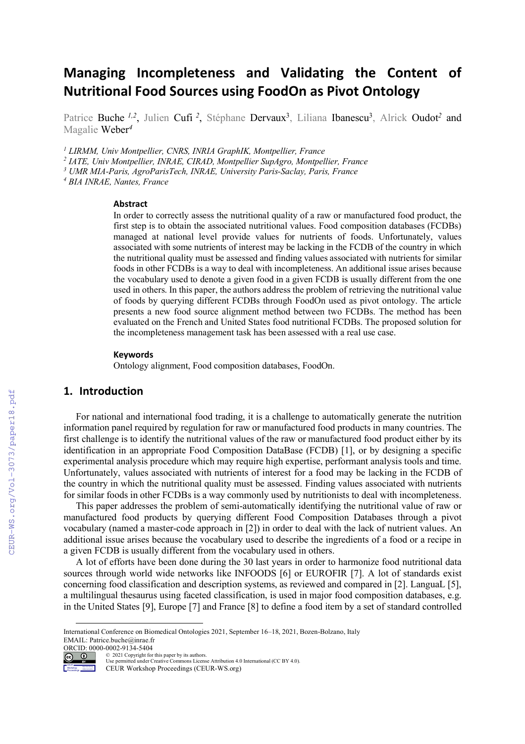# Managing Incompleteness and Validating the Content of Nutritional Food Sources using FoodOn as Pivot Ontology

Patrice Buche [1,2], Julien Cufi [2], Stéphane Dervaux[3], Liliana Ibanescu[3], Alrick Oudot[2] and Magalie Weber[4]

[1] *LIRMM, Univ Montpellier, CNRS, INRIA GraphIK, Montpellier, France*
[2] *IATE, Univ Montpellier, INRAE, CIRAD, Montpellier SupAgro, Montpellier, France*
[3] *UMR MIA-Paris, AgroParisTech, INRAE, University Paris-Saclay, Paris, France*
[4] *BIA INRAE, Nantes, France*

### Abstract

In order to correctly assess the nutritional quality of a raw or manufactured food product, the first step is to obtain the associated nutritional values. Food composition databases (FCDBs) managed at national level provide values for nutrients of foods. Unfortunately, values associated with some nutrients of interest may be lacking in the FCDB of the country in which the nutritional quality must be assessed and finding values associated with nutrients for similar foods in other FCDBs is a way to deal with incompleteness. An additional issue arises because the vocabulary used to denote a given food in a given FCDB is usually different from the one used in others. In this paper, the authors address the problem of retrieving the nutritional value of foods by querying different FCDBs through FoodOn used as pivot ontology. The article presents a new food source alignment method between two FCDBs. The method has been evaluated on the French and United States food nutritional FCDBs. The proposed solution for the incompleteness management task has been assessed with a real use case.

### Keywords

Ontology alignment, Food composition databases, FoodOn.

## 1. Introduction

For national and international food trading, it is a challenge to automatically generate the nutrition information panel required by regulation for raw or manufactured food products in many countries. The first challenge is to identify the nutritional values of the raw or manufactured food product either by its identification in an appropriate Food Composition DataBase (FCDB) [1], or by designing a specific experimental analysis procedure which may require high expertise, performant analysis tools and time. Unfortunately, values associated with nutrients of interest for a food may be lacking in the FCDB of the country in which the nutritional quality must be assessed. Finding values associated with nutrients for similar foods in other FCDBs is a way commonly used by nutritionists to deal with incompleteness.

This paper addresses the problem of semi-automatically identifying the nutritional value of raw or manufactured food products by querying different Food Composition Databases through a pivot vocabulary (named a master-code approach in [2]) in order to deal with the lack of nutrient values. An additional issue arises because the vocabulary used to describe the ingredients of a food or a recipe in a given FCDB is usually different from the vocabulary used in others.

A lot of efforts have been done during the 30 last years in order to harmonize food nutritional data sources through world wide networks like INFOODS [6] or EUROFIR [7]. A lot of standards exist concerning food classification and description systems, as reviewed and compared in [2]. LanguaL [5], a multilingual thesaurus using faceted classification, is used in major food composition databases, e.g. in the United States [9], Europe [7] and France [8] to define a food item by a set of standard controlled

---

International Conference on Biomedical Ontologies 2021, September 16–18, 2021, Bozen-Bolzano, Italy
EMAIL: Patrice.buche@inrae.fr
ORCID: 0000-0002-9134-5404
© 2021 Copyright for this paper by its authors.
Use permitted under Creative Commons License Attribution 4.0 International (CC BY 4.0).
CEUR Workshop Proceedings (CEUR-WS.org)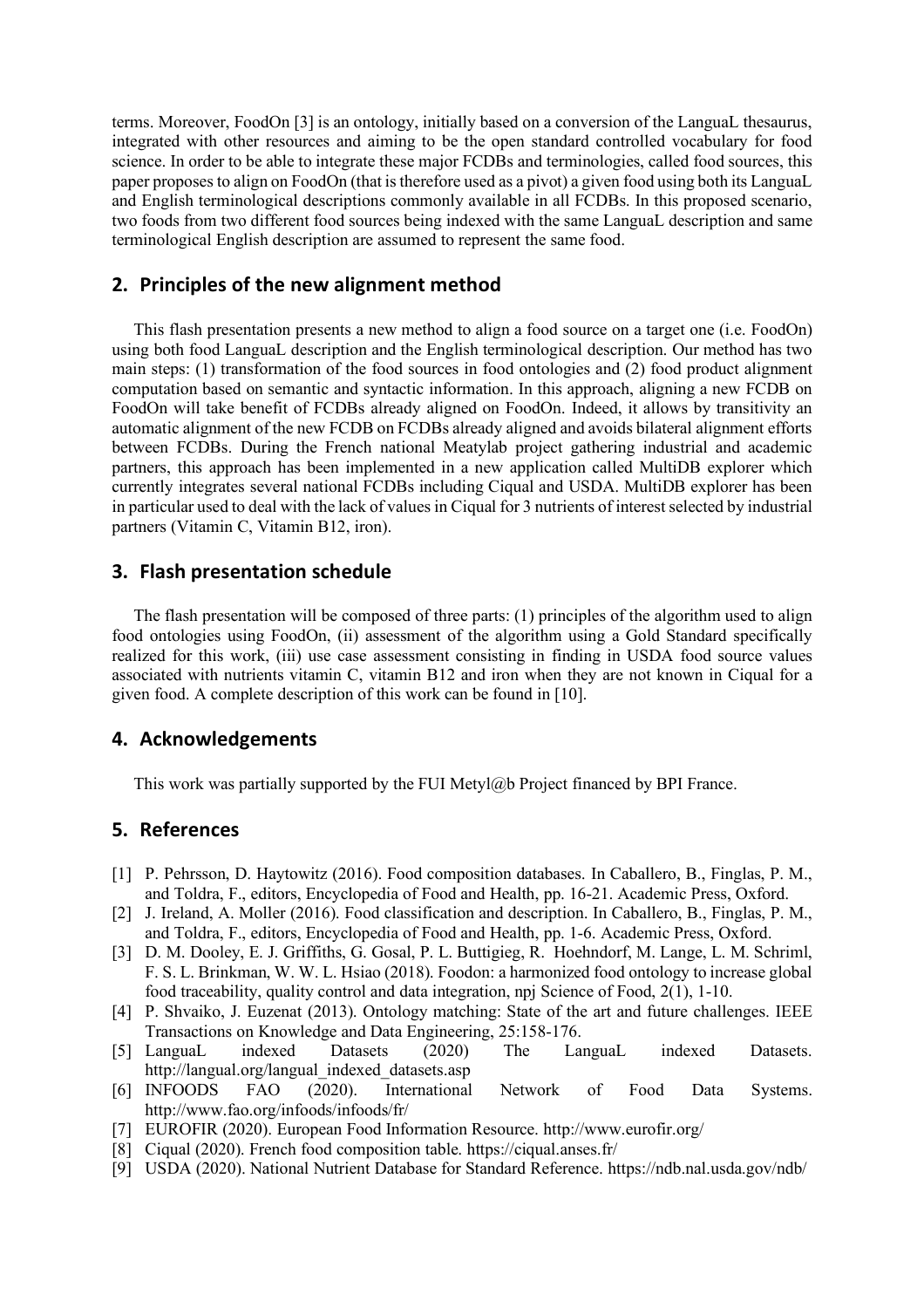terms. Moreover, FoodOn [3] is an ontology, initially based on a conversion of the LanguaL thesaurus, integrated with other resources and aiming to be the open standard controlled vocabulary for food science. In order to be able to integrate these major FCDBs and terminologies, called food sources, this paper proposes to align on FoodOn (that is therefore used as a pivot) a given food using both its LanguaL and English terminological descriptions commonly available in all FCDBs. In this proposed scenario, two foods from two different food sources being indexed with the same LanguaL description and same terminological English description are assumed to represent the same food.

## 2. Principles of the new alignment method

This flash presentation presents a new method to align a food source on a target one (i.e. FoodOn) using both food LanguaL description and the English terminological description. Our method has two main steps: (1) transformation of the food sources in food ontologies and (2) food product alignment computation based on semantic and syntactic information. In this approach, aligning a new FCDB on FoodOn will take benefit of FCDBs already aligned on FoodOn. Indeed, it allows by transitivity an automatic alignment of the new FCDB on FCDBs already aligned and avoids bilateral alignment efforts between FCDBs. During the French national Meatylab project gathering industrial and academic partners, this approach has been implemented in a new application called MultiDB explorer which currently integrates several national FCDBs including Ciqual and USDA. MultiDB explorer has been in particular used to deal with the lack of values in Ciqual for 3 nutrients of interest selected by industrial partners (Vitamin C, Vitamin B12, iron).

## 3. Flash presentation schedule

The flash presentation will be composed of three parts: (1) principles of the algorithm used to align food ontologies using FoodOn, (ii) assessment of the algorithm using a Gold Standard specifically realized for this work, (iii) use case assessment consisting in finding in USDA food source values associated with nutrients vitamin C, vitamin B12 and iron when they are not known in Ciqual for a given food. A complete description of this work can be found in [10].

## 4. Acknowledgements

This work was partially supported by the FUI Metyl@b Project financed by BPI France.

## 5. References

[1] P. Pehrsson, D. Haytowitz (2016). Food composition databases. In Caballero, B., Finglas, P. M., and Toldra, F., editors, Encyclopedia of Food and Health, pp. 16-21. Academic Press, Oxford.

[2] J. Ireland, A. Moller (2016). Food classification and description. In Caballero, B., Finglas, P. M., and Toldra, F., editors, Encyclopedia of Food and Health, pp. 1-6. Academic Press, Oxford.

[3] D. M. Dooley, E. J. Griffiths, G. Gosal, P. L. Buttigieg, R. Hoehndorf, M. Lange, L. M. Schriml, F. S. L. Brinkman, W. W. L. Hsiao (2018). Foodon: a harmonized food ontology to increase global food traceability, quality control and data integration, npj Science of Food, 2(1), 1-10.

[4] P. Shvaiko, J. Euzenat (2013). Ontology matching: State of the art and future challenges. IEEE Transactions on Knowledge and Data Engineering, 25:158-176.

[5] LanguaL indexed Datasets (2020) The LanguaL indexed Datasets. http://langual.org/langual_indexed_datasets.asp

[6] INFOODS FAO (2020). International Network of Food Data Systems. http://www.fao.org/infoods/infoods/fr/

[7] EUROFIR (2020). European Food Information Resource. http://www.eurofir.org/

[8] Ciqual (2020). French food composition table. https://ciqual.anses.fr/

[9] USDA (2020). National Nutrient Database for Standard Reference. https://ndb.nal.usda.gov/ndb/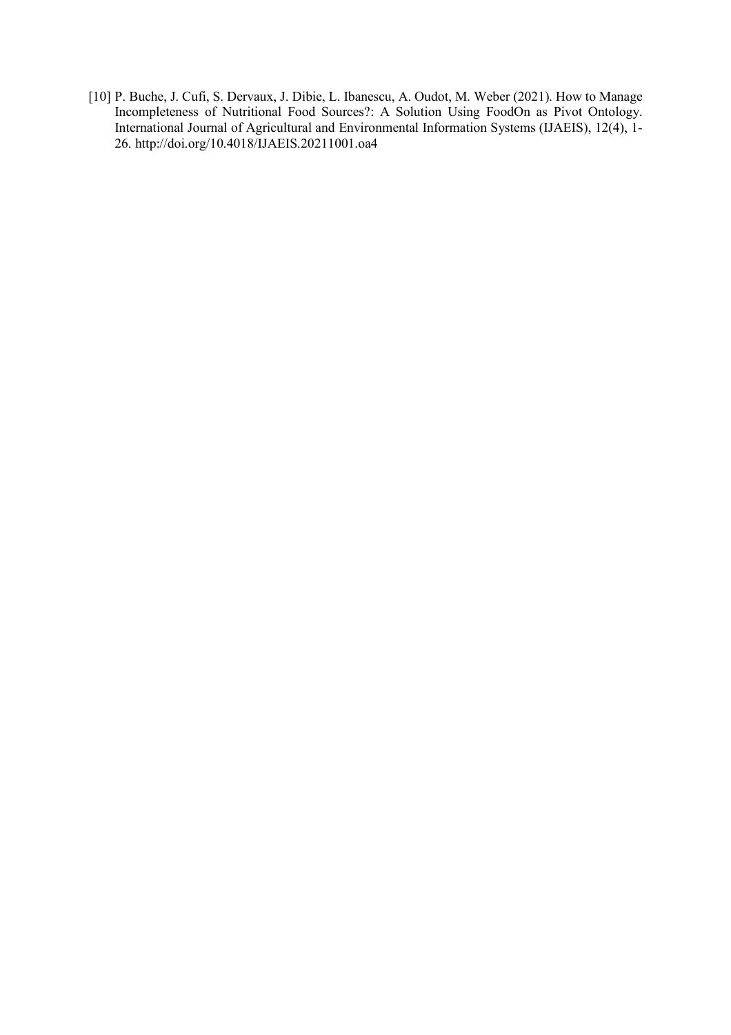[10] P. Buche, J. Cufi, S. Dervaux, J. Dibie, L. Ibanescu, A. Oudot, M. Weber (2021). How to Manage Incompleteness of Nutritional Food Sources?: A Solution Using FoodOn as Pivot Ontology. International Journal of Agricultural and Environmental Information Systems (IJAEIS), 12(4), 1-26. http://doi.org/10.4018/IJAEIS.20211001.oa4